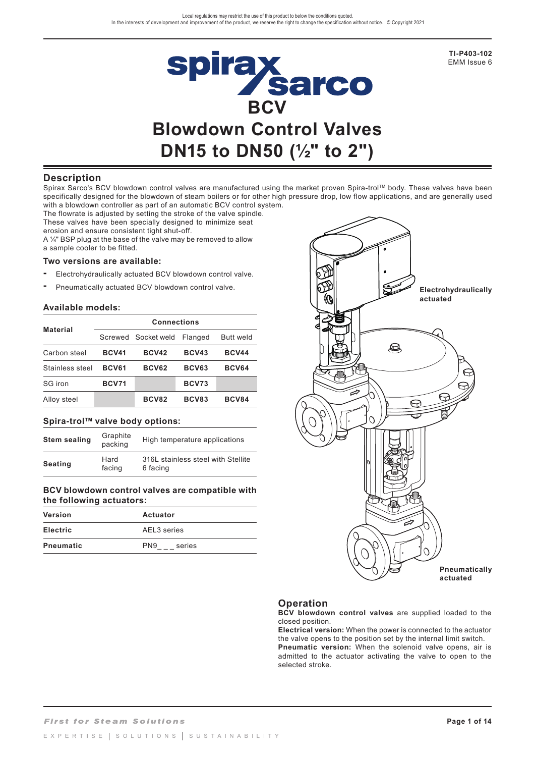# BCV Blowdown Control Valves DN15 to DN50 (½" to 2")

TI-P403-102
EMM Issue 6

## Description

Spirax Sarco's BCV blowdown control valves are manufactured using the market proven Spira-trol™ body. These valves have been specifically designed for the blowdown of steam boilers or for other high pressure drop, low flow applications, and are generally used with a blowdown controller as part of an automatic BCV control system.

The flowrate is adjusted by setting the stroke of the valve spindle.

These valves have been specially designed to minimize seat erosion and ensure consistent tight shut-off.

A ¼" BSP plug at the base of the valve may be removed to allow a sample cooler to be fitted.

### Two versions are available:

- Electrohydraulically actuated BCV blowdown control valve.
- Pneumatically actuated BCV blowdown control valve.

### Available models:

| Material | Connections | | | |
|---|---|---|---|---|
| | Screwed | Socket weld | Flanged | Butt weld |
| Carbon steel | **BCV41** | **BCV42** | **BCV43** | **BCV44** |
| Stainless steel | **BCV61** | **BCV62** | **BCV63** | **BCV64** |
| SG iron | **BCV71** | | **BCV73** | |
| Alloy steel | | **BCV82** | **BCV83** | **BCV84** |

### Spira-trol™ valve body options:

| | | |
|---|---|---|
| **Stem sealing** | Graphite packing | High temperature applications |
| **Seating** | Hard facing | 316L stainless steel with Stellite 6 facing |

### BCV blowdown control valves are compatible with the following actuators:

| Version | Actuator |
|---|---|
| **Electric** | AEL3 series |
| **Pneumatic** | PN9_ _ _ series |

Electrohydraulically actuated

Pneumatically actuated

## Operation

**BCV blowdown control valves** are supplied loaded to the closed position.

**Electrical version:** When the power is connected to the actuator the valve opens to the position set by the internal limit switch.

**Pneumatic version:** When the solenoid valve opens, air is admitted to the actuator activating the valve to open to the selected stroke.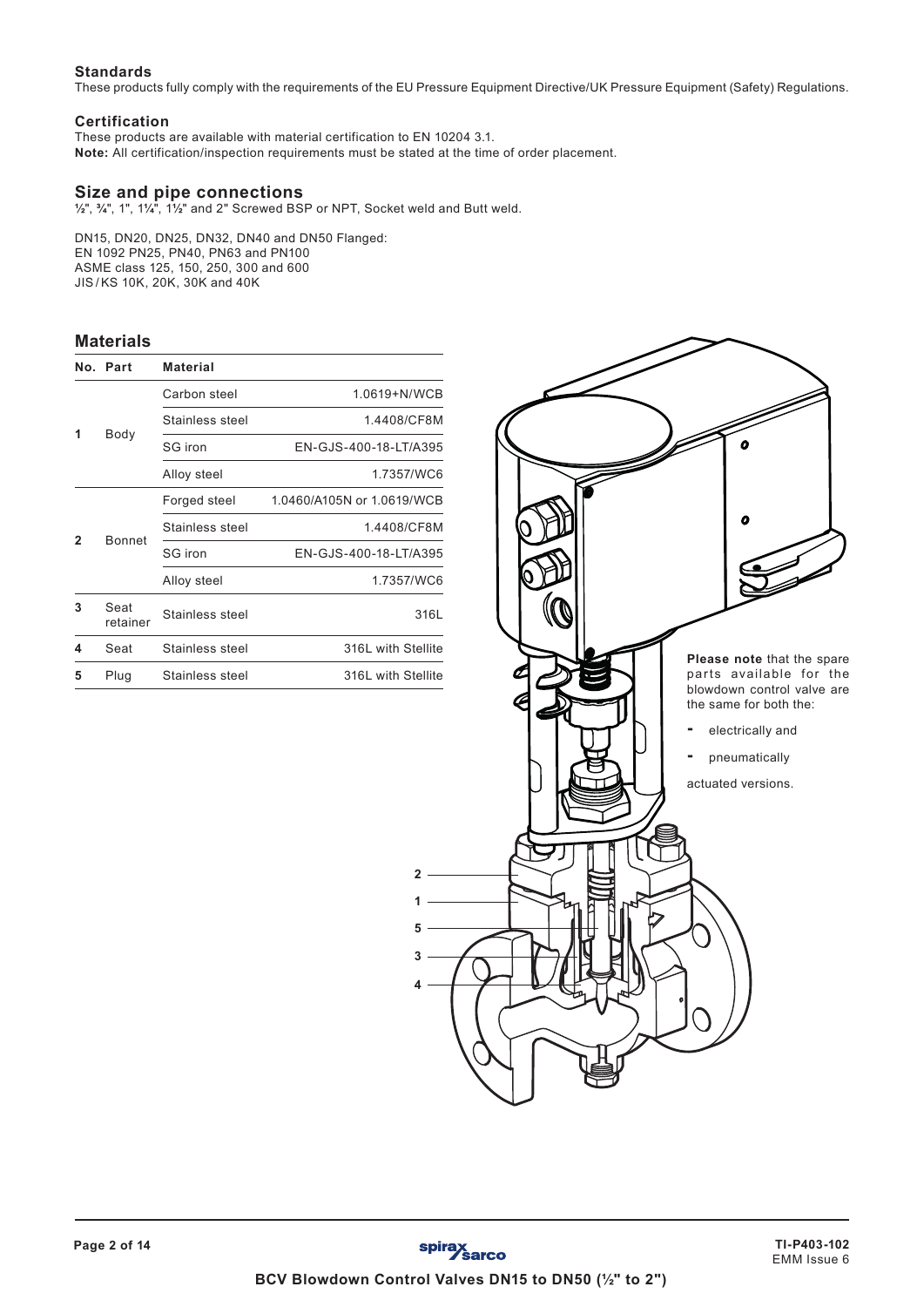## Standards

These products fully comply with the requirements of the EU Pressure Equipment Directive/UK Pressure Equipment (Safety) Regulations.

## Certification

These products are available with material certification to EN 10204 3.1.
**Note:** All certification/inspection requirements must be stated at the time of order placement.

## Size and pipe connections

½", ¾", 1", 1¼", 1½" and 2" Screwed BSP or NPT, Socket weld and Butt weld.

DN15, DN20, DN25, DN32, DN40 and DN50 Flanged:
EN 1092 PN25, PN40, PN63 and PN100
ASME class 125, 150, 250, 300 and 600
JIS / KS 10K, 20K, 30K and 40K

## Materials

| No. | Part | Material | |
|---|---|---|---|
| 1 | Body | Carbon steel | 1.0619+N/WCB |
| | | Stainless steel | 1.4408/CF8M |
| | | SG iron | EN-GJS-400-18-LT/A395 |
| | | Alloy steel | 1.7357/WC6 |
| 2 | Bonnet | Forged steel | 1.0460/A105N or 1.0619/WCB |
| | | Stainless steel | 1.4408/CF8M |
| | | SG iron | EN-GJS-400-18-LT/A395 |
| | | Alloy steel | 1.7357/WC6 |
| 3 | Seat retainer | Stainless steel | 316L |
| 4 | Seat | Stainless steel | 316L with Stellite |
| 5 | Plug | Stainless steel | 316L with Stellite |

2
1
5
3
4

**Please note** that the spare parts available for the blowdown control valve are the same for both the:

- electrically and
- pneumatically

actuated versions.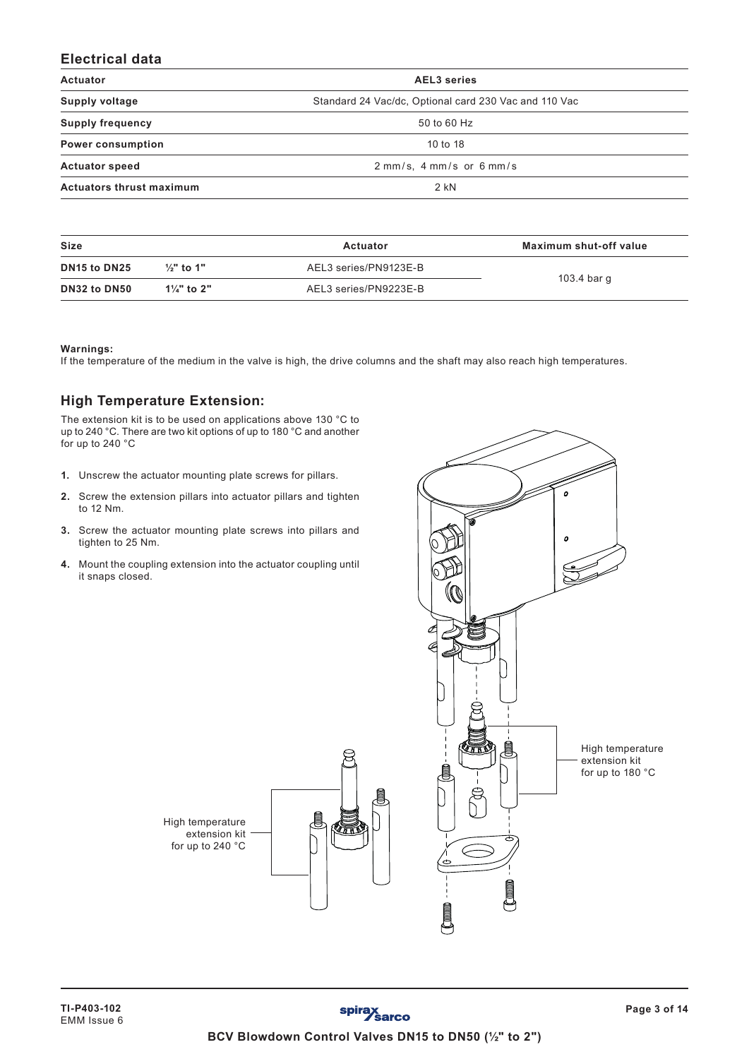## Electrical data

| Actuator | AEL3 series |
|---|---|
| **Supply voltage** | Standard 24 Vac/dc, Optional card 230 Vac and 110 Vac |
| **Supply frequency** | 50 to 60 Hz |
| **Power consumption** | 10 to 18 |
| **Actuator speed** | 2 mm/s, 4 mm/s or 6 mm/s |
| **Actuators thrust maximum** | 2 kN |

| Size | | Actuator | Maximum shut-off value |
|---|---|---|---|
| **DN15 to DN25** | **½" to 1"** | AEL3 series/PN9123E-B | 103.4 bar g |
| **DN32 to DN50** | **1¼" to 2"** | AEL3 series/PN9223E-B | |

**Warnings:**
If the temperature of the medium in the valve is high, the drive columns and the shaft may also reach high temperatures.

## High Temperature Extension:

The extension kit is to be used on applications above 130 °C to up to 240 °C. There are two kit options of up to 180 °C and another for up to 240 °C

1. Unscrew the actuator mounting plate screws for pillars.
2. Screw the extension pillars into actuator pillars and tighten to 12 Nm.
3. Screw the actuator mounting plate screws into pillars and tighten to 25 Nm.
4. Mount the coupling extension into the actuator coupling until it snaps closed.

High temperature extension kit for up to 180 °C

High temperature extension kit for up to 240 °C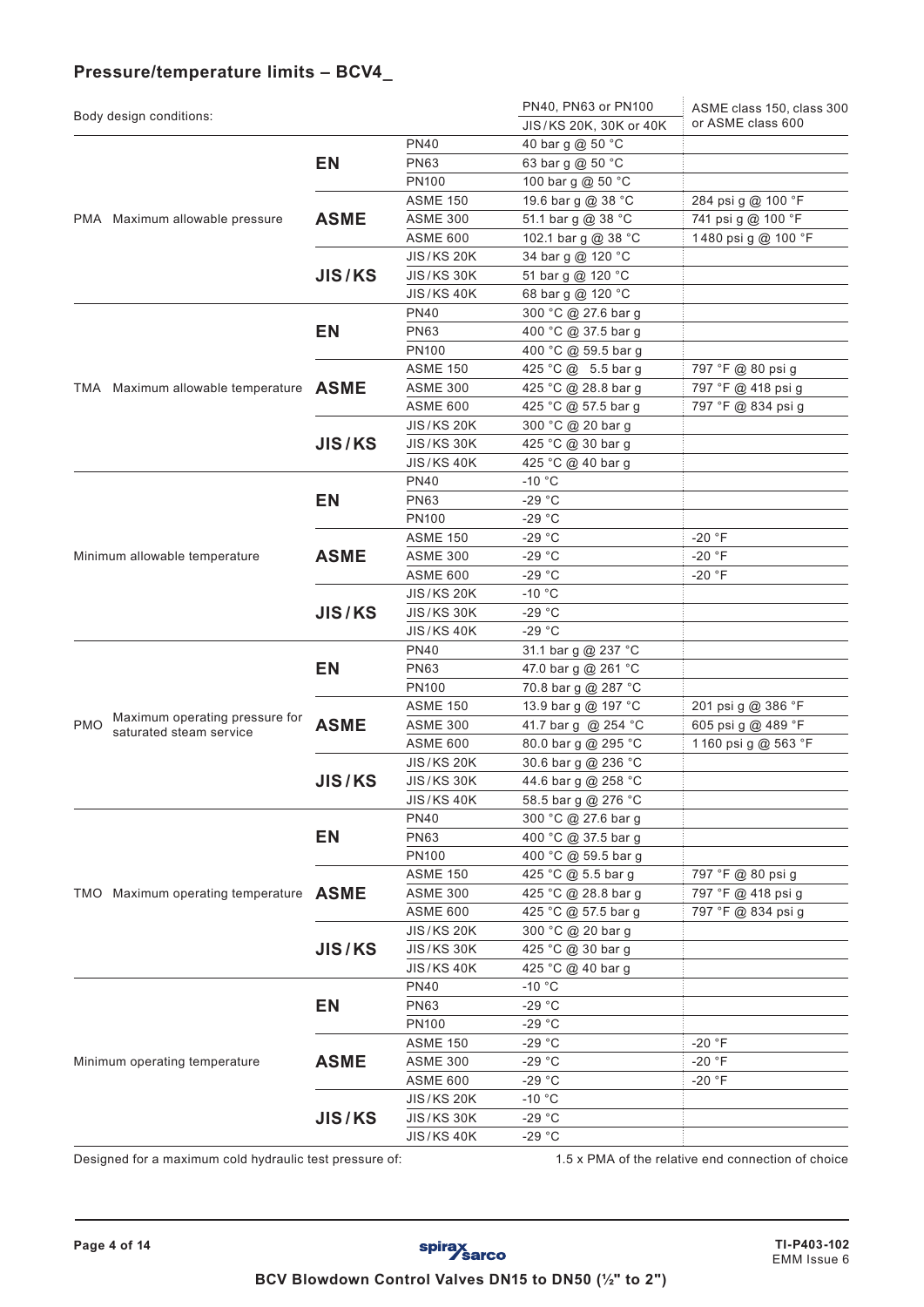## Pressure/temperature limits – BCV4_

| Body design conditions: | | | PN40, PN63 or PN100<br>JIS/KS 20K, 30K or 40K | ASME class 150, class 300 or ASME class 600 |
|---|---|---|---|---|
| PMA Maximum allowable pressure | EN | PN40 | 40 bar g @ 50 °C | |
| | | PN63 | 63 bar g @ 50 °C | |
| | | PN100 | 100 bar g @ 50 °C | |
| | ASME | ASME 150 | 19.6 bar g @ 38 °C | 284 psi g @ 100 °F |
| | | ASME 300 | 51.1 bar g @ 38 °C | 741 psi g @ 100 °F |
| | | ASME 600 | 102.1 bar g @ 38 °C | 1480 psi g @ 100 °F |
| | JIS/KS | JIS/KS 20K | 34 bar g @ 120 °C | |
| | | JIS/KS 30K | 51 bar g @ 120 °C | |
| | | JIS/KS 40K | 68 bar g @ 120 °C | |
| TMA Maximum allowable temperature | EN | PN40 | 300 °C @ 27.6 bar g | |
| | | PN63 | 400 °C @ 37.5 bar g | |
| | | PN100 | 400 °C @ 59.5 bar g | |
| | ASME | ASME 150 | 425 °C @ 5.5 bar g | 797 °F @ 80 psi g |
| | | ASME 300 | 425 °C @ 28.8 bar g | 797 °F @ 418 psi g |
| | | ASME 600 | 425 °C @ 57.5 bar g | 797 °F @ 834 psi g |
| | JIS/KS | JIS/KS 20K | 300 °C @ 20 bar g | |
| | | JIS/KS 30K | 425 °C @ 30 bar g | |
| | | JIS/KS 40K | 425 °C @ 40 bar g | |
| Minimum allowable temperature | EN | PN40 | -10 °C | |
| | | PN63 | -29 °C | |
| | | PN100 | -29 °C | |
| | ASME | ASME 150 | -29 °C | -20 °F |
| | | ASME 300 | -29 °C | -20 °F |
| | | ASME 600 | -29 °C | -20 °F |
| | JIS/KS | JIS/KS 20K | -10 °C | |
| | | JIS/KS 30K | -29 °C | |
| | | JIS/KS 40K | -29 °C | |
| PMO Maximum operating pressure for saturated steam service | EN | PN40 | 31.1 bar g @ 237 °C | |
| | | PN63 | 47.0 bar g @ 261 °C | |
| | | PN100 | 70.8 bar g @ 287 °C | |
| | ASME | ASME 150 | 13.9 bar g @ 197 °C | 201 psi g @ 386 °F |
| | | ASME 300 | 41.7 bar g @ 254 °C | 605 psi g @ 489 °F |
| | | ASME 600 | 80.0 bar g @ 295 °C | 1160 psi g @ 563 °F |
| | JIS/KS | JIS/KS 20K | 30.6 bar g @ 236 °C | |
| | | JIS/KS 30K | 44.6 bar g @ 258 °C | |
| | | JIS/KS 40K | 58.5 bar g @ 276 °C | |
| TMO Maximum operating temperature | EN | PN40 | 300 °C @ 27.6 bar g | |
| | | PN63 | 400 °C @ 37.5 bar g | |
| | | PN100 | 400 °C @ 59.5 bar g | |
| | ASME | ASME 150 | 425 °C @ 5.5 bar g | 797 °F @ 80 psi g |
| | | ASME 300 | 425 °C @ 28.8 bar g | 797 °F @ 418 psi g |
| | | ASME 600 | 425 °C @ 57.5 bar g | 797 °F @ 834 psi g |
| | JIS/KS | JIS/KS 20K | 300 °C @ 20 bar g | |
| | | JIS/KS 30K | 425 °C @ 30 bar g | |
| | | JIS/KS 40K | 425 °C @ 40 bar g | |
| Minimum operating temperature | EN | PN40 | -10 °C | |
| | | PN63 | -29 °C | |
| | | PN100 | -29 °C | |
| | ASME | ASME 150 | -29 °C | -20 °F |
| | | ASME 300 | -29 °C | -20 °F |
| | | ASME 600 | -29 °C | -20 °F |
| | JIS/KS | JIS/KS 20K | -10 °C | |
| | | JIS/KS 30K | -29 °C | |
| | | JIS/KS 40K | -29 °C | |

Designed for a maximum cold hydraulic test pressure of: 1.5 x PMA of the relative end connection of choice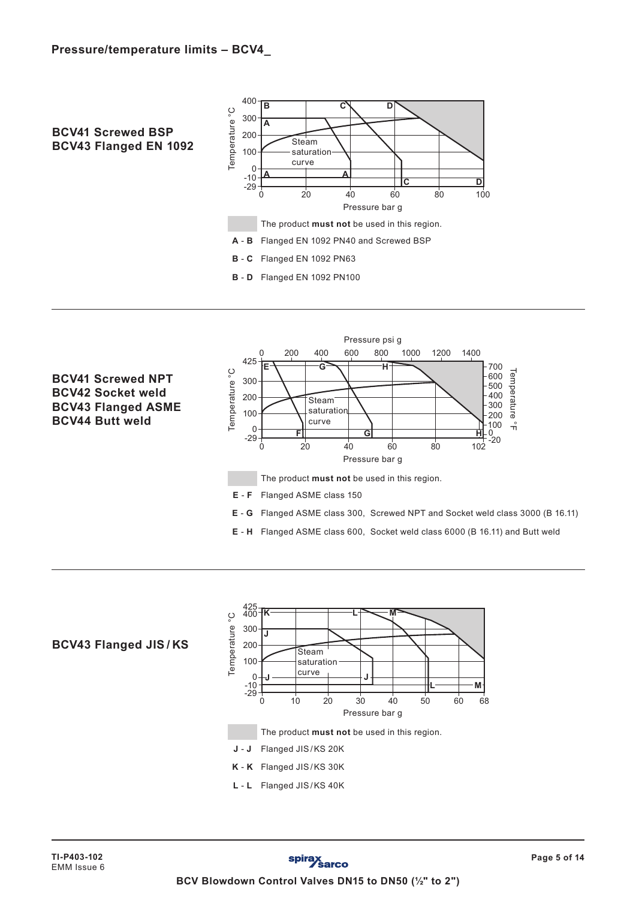## Pressure/temperature limits – BCV4_

**BCV41 Screwed BSP**
**BCV43 Flanged EN 1092**

Temperature °C
400
300
200
100
0
-10
-29
0 20 40 60 80 100
Pressure bar g
A B C D
Steam saturation curve

The product **must not** be used in this region.

**A - B** Flanged EN 1092 PN40 and Screwed BSP

**B - C** Flanged EN 1092 PN63

**B - D** Flanged EN 1092 PN100

---

**BCV41 Screwed NPT**
**BCV42 Socket weld**
**BCV43 Flanged ASME**
**BCV44 Butt weld**

Pressure psi g
0 200 400 600 800 1000 1200 1400
Temperature °C
425
300
200
100
0
-29
0 20 40 60 80 102
Pressure bar g
Temperature °F
700
600
500
400
300
200
100
0
-20
E F G H
Steam saturation curve

The product **must not** be used in this region.

**E - F** Flanged ASME class 150

**E - G** Flanged ASME class 300, Screwed NPT and Socket weld class 3000 (B 16.11)

**E - H** Flanged ASME class 600, Socket weld class 6000 (B 16.11) and Butt weld

---

**BCV43 Flanged JIS / KS**

Temperature °C
425
400
300
200
100
0
-10
-29
0 10 20 30 40 50 60 68
Pressure bar g
J K L M
Steam saturation curve

The product **must not** be used in this region.

**J - J** Flanged JIS / KS 20K

**K - K** Flanged JIS / KS 30K

**L - L** Flanged JIS / KS 40K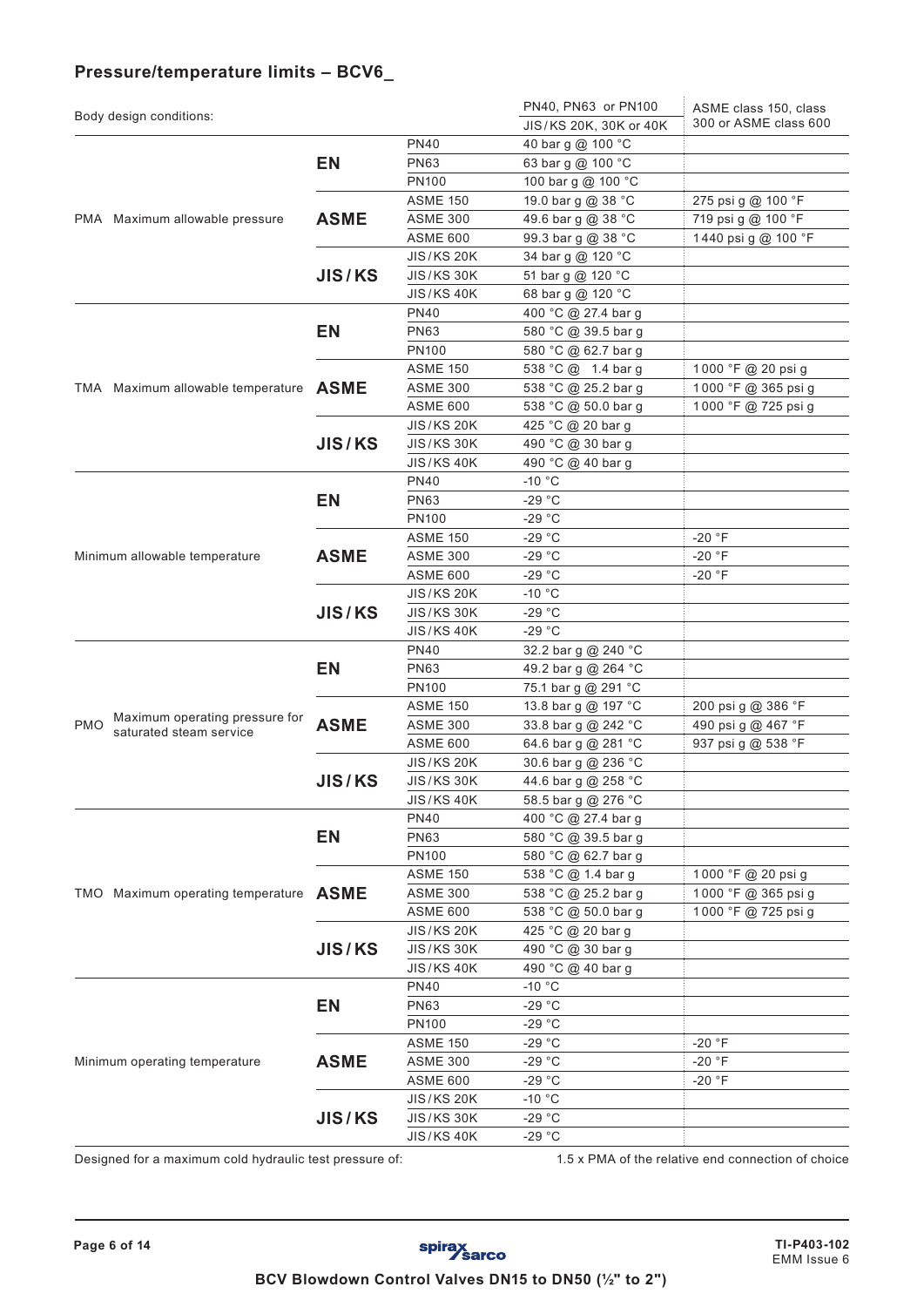## Pressure/temperature limits – BCV6_

| Body design conditions: | | | PN40, PN63 or PN100<br>JIS/KS 20K, 30K or 40K | ASME class 150, class 300 or ASME class 600 |
|---|---|---|---|---|
| PMA Maximum allowable pressure | **EN** | PN40 | 40 bar g @ 100 °C | |
| | | PN63 | 63 bar g @ 100 °C | |
| | | PN100 | 100 bar g @ 100 °C | |
| | **ASME** | ASME 150 | 19.0 bar g @ 38 °C | 275 psi g @ 100 °F |
| | | ASME 300 | 49.6 bar g @ 38 °C | 719 psi g @ 100 °F |
| | | ASME 600 | 99.3 bar g @ 38 °C | 1440 psi g @ 100 °F |
| | **JIS/KS** | JIS/KS 20K | 34 bar g @ 120 °C | |
| | | JIS/KS 30K | 51 bar g @ 120 °C | |
| | | JIS/KS 40K | 68 bar g @ 120 °C | |
| TMA Maximum allowable temperature | **EN** | PN40 | 400 °C @ 27.4 bar g | |
| | | PN63 | 580 °C @ 39.5 bar g | |
| | | PN100 | 580 °C @ 62.7 bar g | |
| | **ASME** | ASME 150 | 538 °C @ 1.4 bar g | 1000 °F @ 20 psi g |
| | | ASME 300 | 538 °C @ 25.2 bar g | 1000 °F @ 365 psi g |
| | | ASME 600 | 538 °C @ 50.0 bar g | 1000 °F @ 725 psi g |
| | **JIS/KS** | JIS/KS 20K | 425 °C @ 20 bar g | |
| | | JIS/KS 30K | 490 °C @ 30 bar g | |
| | | JIS/KS 40K | 490 °C @ 40 bar g | |
| Minimum allowable temperature | **EN** | PN40 | -10 °C | |
| | | PN63 | -29 °C | |
| | | PN100 | -29 °C | |
| | **ASME** | ASME 150 | -29 °C | -20 °F |
| | | ASME 300 | -29 °C | -20 °F |
| | | ASME 600 | -29 °C | -20 °F |
| | **JIS/KS** | JIS/KS 20K | -10 °C | |
| | | JIS/KS 30K | -29 °C | |
| | | JIS/KS 40K | -29 °C | |
| PMO Maximum operating pressure for saturated steam service | **EN** | PN40 | 32.2 bar g @ 240 °C | |
| | | PN63 | 49.2 bar g @ 264 °C | |
| | | PN100 | 75.1 bar g @ 291 °C | |
| | **ASME** | ASME 150 | 13.8 bar g @ 197 °C | 200 psi g @ 386 °F |
| | | ASME 300 | 33.8 bar g @ 242 °C | 490 psi g @ 467 °F |
| | | ASME 600 | 64.6 bar g @ 281 °C | 937 psi g @ 538 °F |
| | **JIS/KS** | JIS/KS 20K | 30.6 bar g @ 236 °C | |
| | | JIS/KS 30K | 44.6 bar g @ 258 °C | |
| | | JIS/KS 40K | 58.5 bar g @ 276 °C | |
| TMO Maximum operating temperature | **EN** | PN40 | 400 °C @ 27.4 bar g | |
| | | PN63 | 580 °C @ 39.5 bar g | |
| | | PN100 | 580 °C @ 62.7 bar g | |
| | **ASME** | ASME 150 | 538 °C @ 1.4 bar g | 1000 °F @ 20 psi g |
| | | ASME 300 | 538 °C @ 25.2 bar g | 1000 °F @ 365 psi g |
| | | ASME 600 | 538 °C @ 50.0 bar g | 1000 °F @ 725 psi g |
| | **JIS/KS** | JIS/KS 20K | 425 °C @ 20 bar g | |
| | | JIS/KS 30K | 490 °C @ 30 bar g | |
| | | JIS/KS 40K | 490 °C @ 40 bar g | |
| Minimum operating temperature | **EN** | PN40 | -10 °C | |
| | | PN63 | -29 °C | |
| | | PN100 | -29 °C | |
| | **ASME** | ASME 150 | -29 °C | -20 °F |
| | | ASME 300 | -29 °C | -20 °F |
| | | ASME 600 | -29 °C | -20 °F |
| | **JIS/KS** | JIS/KS 20K | -10 °C | |
| | | JIS/KS 30K | -29 °C | |
| | | JIS/KS 40K | -29 °C | |

Designed for a maximum cold hydraulic test pressure of: 1.5 x PMA of the relative end connection of choice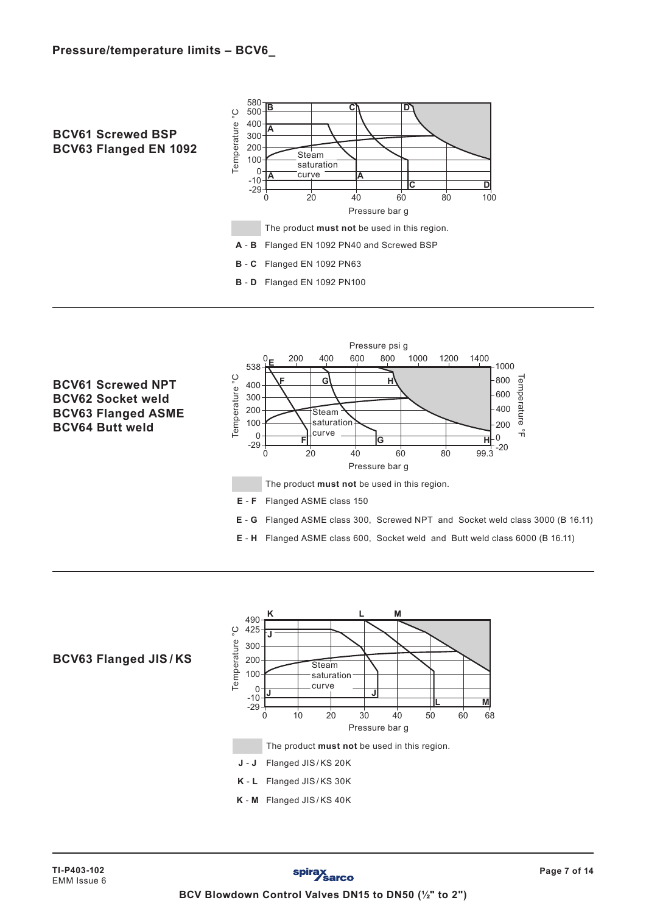## Pressure/temperature limits – BCV6_

**BCV61 Screwed BSP**
**BCV63 Flanged EN 1092**

Temperature °C

580
500
400
300
200
100
0
-10
-29

0 20 40 60 80 100

Pressure bar g

B C D
A
A A
C D

Steam saturation curve

The product **must not** be used in this region.

**A - B** Flanged EN 1092 PN40 and Screwed BSP

**B - C** Flanged EN 1092 PN63

**B - D** Flanged EN 1092 PN100

---

**BCV61 Screwed NPT**
**BCV62 Socket weld**
**BCV63 Flanged ASME**
**BCV64 Butt weld**

Pressure psi g

0 200 400 600 800 1000 1200 1400

Temperature °C

538
400
300
200
100
0
-29

0 20 40 60 80 99.3

Pressure bar g

Temperature °F

1000
800
600
400
200
0
-20

E F G H
F G H

Steam saturation curve

The product **must not** be used in this region.

**E - F** Flanged ASME class 150

**E - G** Flanged ASME class 300, Screwed NPT and Socket weld class 3000 (B 16.11)

**E - H** Flanged ASME class 600, Socket weld and Butt weld class 6000 (B 16.11)

---

**BCV63 Flanged JIS / KS**

Temperature °C

490
425
300
200
100
0
-10
-29

0 10 20 30 40 50 60 68

Pressure bar g

K L M
J
J J
L M

Steam saturation curve

The product **must not** be used in this region.

**J - J** Flanged JIS / KS 20K

**K - L** Flanged JIS / KS 30K

**K - M** Flanged JIS / KS 40K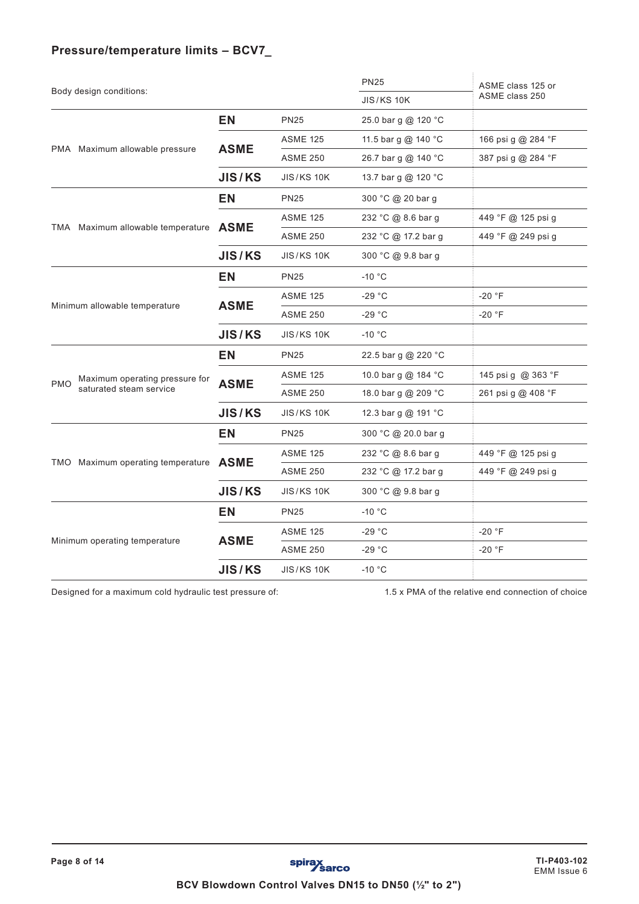## Pressure/temperature limits – BCV7_

| Body design conditions: | | | PN25 / JIS/KS 10K | ASME class 125 or ASME class 250 |
|---|---|---|---|---|
| PMA Maximum allowable pressure | EN | PN25 | 25.0 bar g @ 120 °C | |
| | ASME | ASME 125 | 11.5 bar g @ 140 °C | 166 psi g @ 284 °F |
| | | ASME 250 | 26.7 bar g @ 140 °C | 387 psi g @ 284 °F |
| | JIS/KS | JIS/KS 10K | 13.7 bar g @ 120 °C | |
| TMA Maximum allowable temperature | EN | PN25 | 300 °C @ 20 bar g | |
| | ASME | ASME 125 | 232 °C @ 8.6 bar g | 449 °F @ 125 psi g |
| | | ASME 250 | 232 °C @ 17.2 bar g | 449 °F @ 249 psi g |
| | JIS/KS | JIS/KS 10K | 300 °C @ 9.8 bar g | |
| Minimum allowable temperature | EN | PN25 | -10 °C | |
| | ASME | ASME 125 | -29 °C | -20 °F |
| | | ASME 250 | -29 °C | -20 °F |
| | JIS/KS | JIS/KS 10K | -10 °C | |
| PMO Maximum operating pressure for saturated steam service | EN | PN25 | 22.5 bar g @ 220 °C | |
| | ASME | ASME 125 | 10.0 bar g @ 184 °C | 145 psi g @ 363 °F |
| | | ASME 250 | 18.0 bar g @ 209 °C | 261 psi g @ 408 °F |
| | JIS/KS | JIS/KS 10K | 12.3 bar g @ 191 °C | |
| TMO Maximum operating temperature | EN | PN25 | 300 °C @ 20.0 bar g | |
| | ASME | ASME 125 | 232 °C @ 8.6 bar g | 449 °F @ 125 psi g |
| | | ASME 250 | 232 °C @ 17.2 bar g | 449 °F @ 249 psi g |
| | JIS/KS | JIS/KS 10K | 300 °C @ 9.8 bar g | |
| Minimum operating temperature | EN | PN25 | -10 °C | |
| | ASME | ASME 125 | -29 °C | -20 °F |
| | | ASME 250 | -29 °C | -20 °F |
| | JIS/KS | JIS/KS 10K | -10 °C | |

Designed for a maximum cold hydraulic test pressure of: 1.5 x PMA of the relative end connection of choice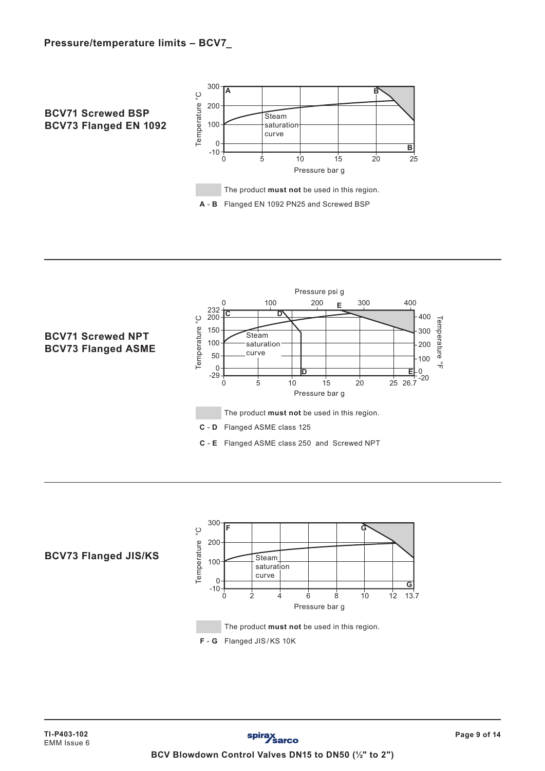## Pressure/temperature limits – BCV7_

**BCV71 Screwed BSP**
**BCV73 Flanged EN 1092**

Temperature °C

300
200
100
0
-10

A
B
B

Steam
saturation
curve

0 5 10 15 20 25

Pressure bar g

The product **must not** be used in this region.

**A - B** Flanged EN 1092 PN25 and Screwed BSP

---

**BCV71 Screwed NPT**
**BCV73 Flanged ASME**

Pressure psi g

0 100 200 300 400

Temperature °C

232
200
150
100
50
0
-29

C
D
E
D
E

Steam
saturation
curve

Temperature °F

400
300
200
100
0
-20

0 5 10 15 20 25 26.7

Pressure bar g

The product **must not** be used in this region.

**C - D** Flanged ASME class 125

**C - E** Flanged ASME class 250 and Screwed NPT

---

**BCV73 Flanged JIS/KS**

Temperature °C

300
200
100
0
-10

F
G
G

Steam
saturation
curve

0 2 4 6 8 10 12 13.7

Pressure bar g

The product **must not** be used in this region.

**F - G** Flanged JIS/KS 10K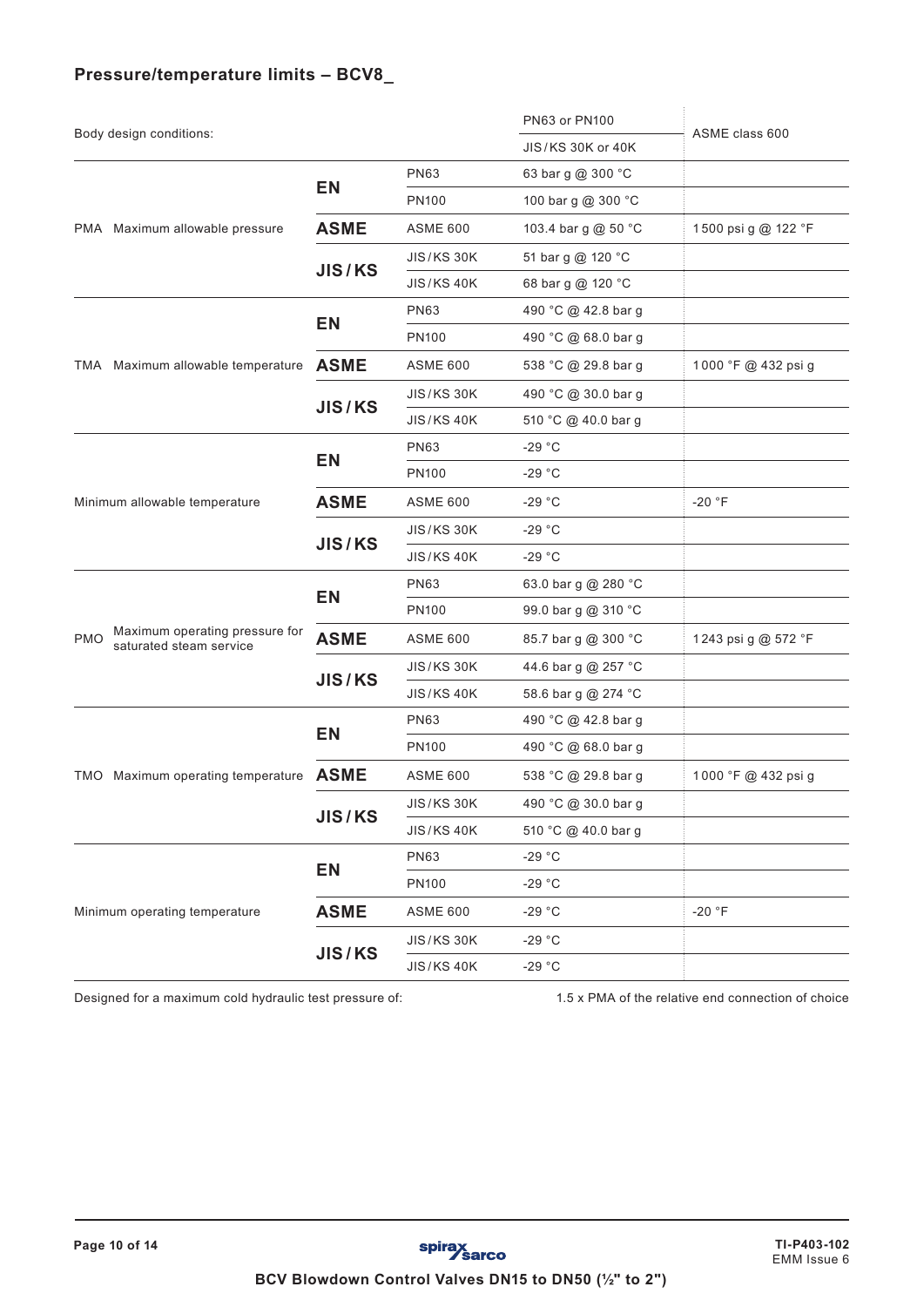## Pressure/temperature limits – BCV8_

| Body design conditions: | | | PN63 or PN100 / JIS/KS 30K or 40K | ASME class 600 |
|---|---|---|---|---|
| PMA Maximum allowable pressure | EN | PN63 | 63 bar g @ 300 °C | |
| | | PN100 | 100 bar g @ 300 °C | |
| | ASME | ASME 600 | 103.4 bar g @ 50 °C | 1500 psi g @ 122 °F |
| | JIS/KS | JIS/KS 30K | 51 bar g @ 120 °C | |
| | | JIS/KS 40K | 68 bar g @ 120 °C | |
| TMA Maximum allowable temperature | EN | PN63 | 490 °C @ 42.8 bar g | |
| | | PN100 | 490 °C @ 68.0 bar g | |
| | ASME | ASME 600 | 538 °C @ 29.8 bar g | 1000 °F @ 432 psi g |
| | JIS/KS | JIS/KS 30K | 490 °C @ 30.0 bar g | |
| | | JIS/KS 40K | 510 °C @ 40.0 bar g | |
| Minimum allowable temperature | EN | PN63 | -29 °C | |
| | | PN100 | -29 °C | |
| | ASME | ASME 600 | -29 °C | -20 °F |
| | JIS/KS | JIS/KS 30K | -29 °C | |
| | | JIS/KS 40K | -29 °C | |
| PMO Maximum operating pressure for saturated steam service | EN | PN63 | 63.0 bar g @ 280 °C | |
| | | PN100 | 99.0 bar g @ 310 °C | |
| | ASME | ASME 600 | 85.7 bar g @ 300 °C | 1243 psi g @ 572 °F |
| | JIS/KS | JIS/KS 30K | 44.6 bar g @ 257 °C | |
| | | JIS/KS 40K | 58.6 bar g @ 274 °C | |
| TMO Maximum operating temperature | EN | PN63 | 490 °C @ 42.8 bar g | |
| | | PN100 | 490 °C @ 68.0 bar g | |
| | ASME | ASME 600 | 538 °C @ 29.8 bar g | 1000 °F @ 432 psi g |
| | JIS/KS | JIS/KS 30K | 490 °C @ 30.0 bar g | |
| | | JIS/KS 40K | 510 °C @ 40.0 bar g | |
| Minimum operating temperature | EN | PN63 | -29 °C | |
| | | PN100 | -29 °C | |
| | ASME | ASME 600 | -29 °C | -20 °F |
| | JIS/KS | JIS/KS 30K | -29 °C | |
| | | JIS/KS 40K | -29 °C | |

Designed for a maximum cold hydraulic test pressure of: 1.5 x PMA of the relative end connection of choice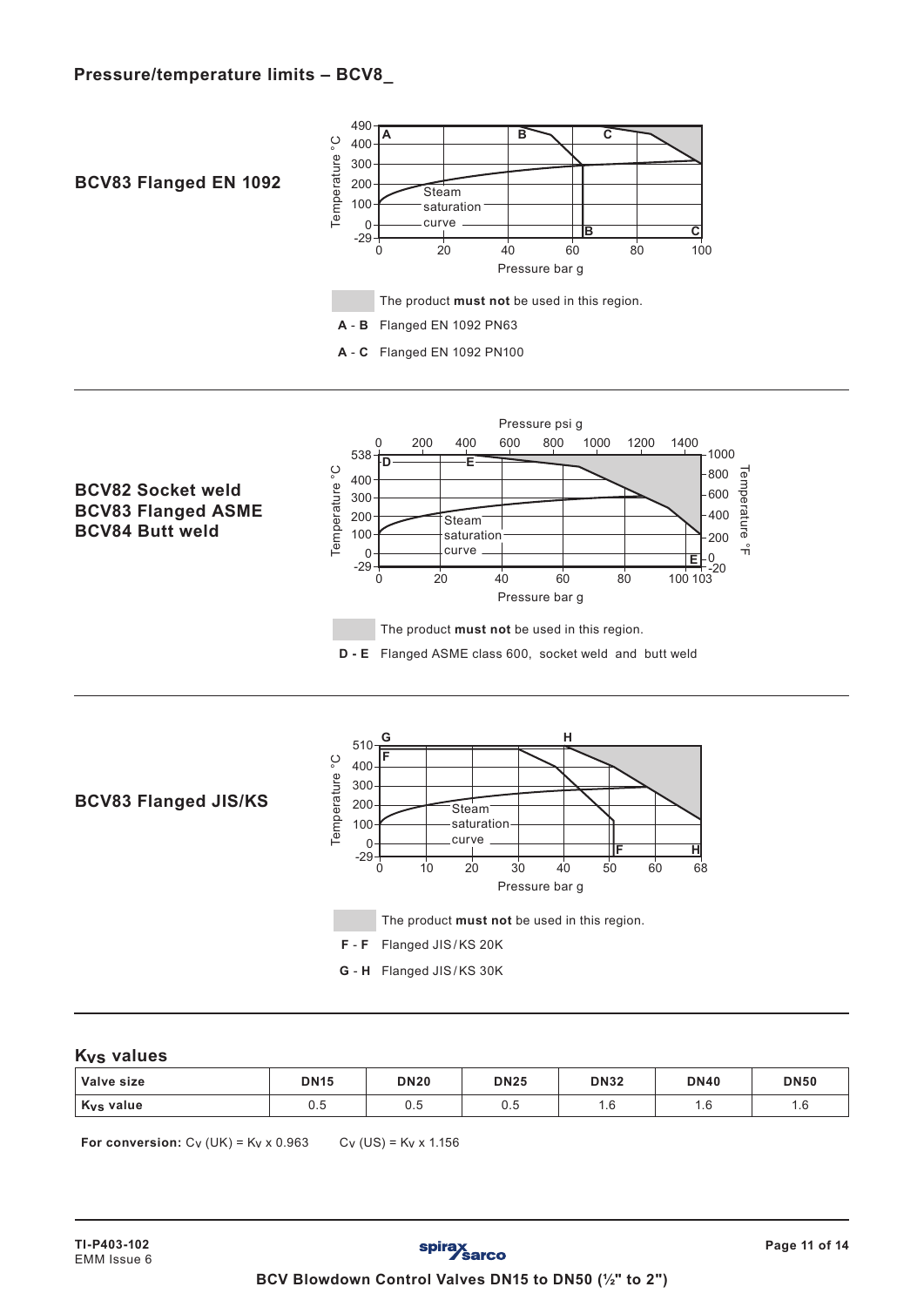## Pressure/temperature limits – BCV8_

### BCV83 Flanged EN 1092

Temperature °C
490
400
300
200
100
0
-29
0 20 40 60 80 100
Pressure bar g
A B C
B C
Steam saturation curve

The product **must not** be used in this region.

**A** - **B** Flanged EN 1092 PN63

**A** - **C** Flanged EN 1092 PN100

---

### BCV82 Socket weld
### BCV83 Flanged ASME
### BCV84 Butt weld

Pressure psi g
0 200 400 600 800 1000 1200 1400
Temperature °C
538
400
300
200
100
0
-29
0 20 40 60 80 100 103
Pressure bar g
Temperature °F
1000
800
600
400
200
0
-20
D E
E
Steam saturation curve

The product **must not** be used in this region.

**D - E** Flanged ASME class 600, socket weld and butt weld

---

### BCV83 Flanged JIS/KS

Temperature °C
510
400
300
200
100
0
-29
0 10 20 30 40 50 60 68
Pressure bar g
G H
F
F H
Steam saturation curve

The product **must not** be used in this region.

**F** - **F** Flanged JIS/KS 20K

**G** - **H** Flanged JIS/KS 30K

---

## $K_{VS}$ values

| Valve size | DN15 | DN20 | DN25 | DN32 | DN40 | DN50 |
|---|---|---|---|---|---|---|
| $K_{VS}$ value | 0.5 | 0.5 | 0.5 | 1.6 | 1.6 | 1.6 |

**For conversion:** $C_V$ (UK) = $K_V$ x 0.963 $C_V$ (US) = $K_V$ x 1.156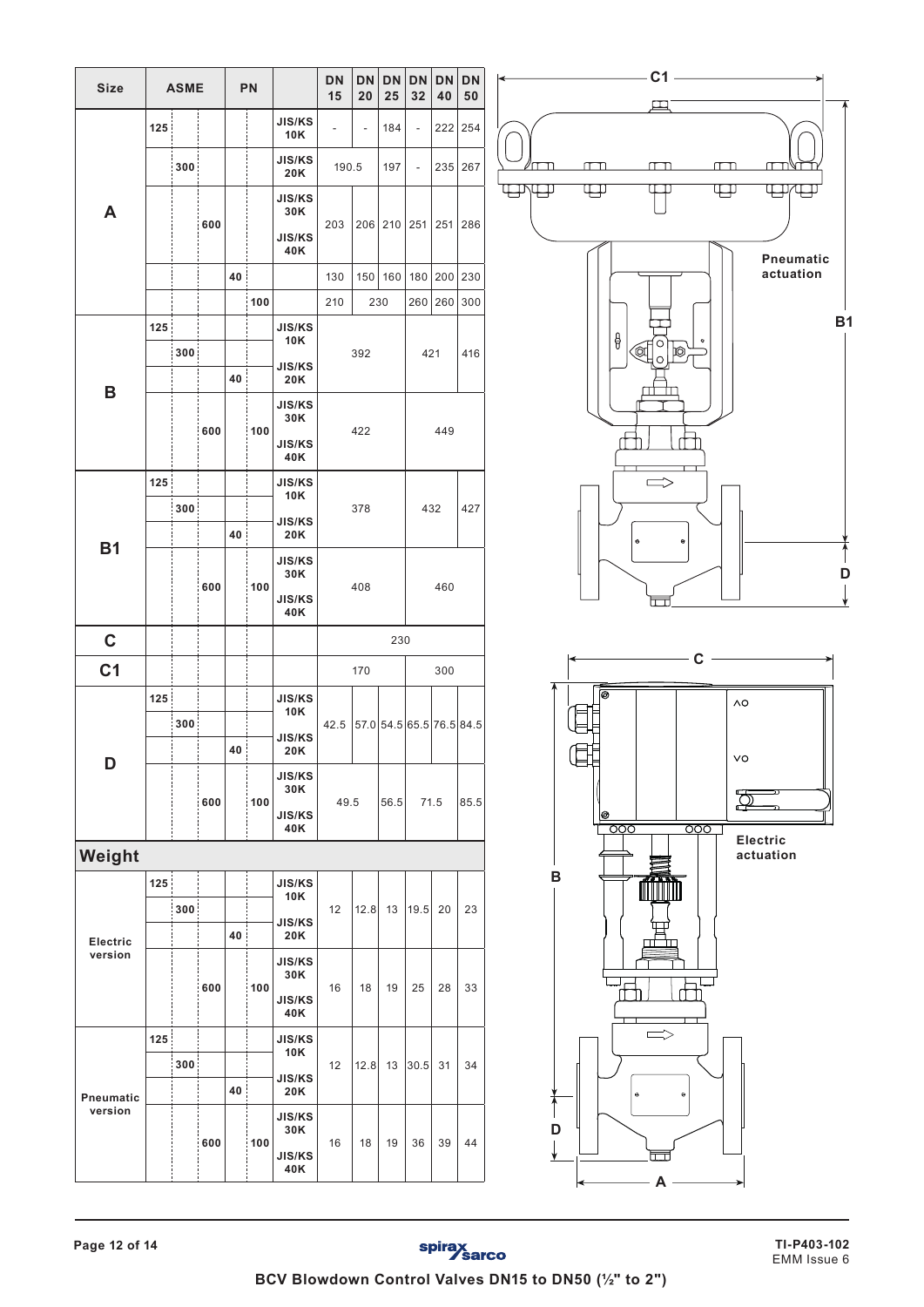| Size | ASME | | | PN | | | DN 15 | DN 20 | DN 25 | DN 32 | DN 40 | DN 50 |
|---|---|---|---|---|---|---|---|---|---|---|---|---|
| **A** | 125 | | | | | JIS/KS 10K | - | - | 184 | - | 222 | 254 |
| | | 300 | | | | JIS/KS 20K | 190.5 | | 197 | - | 235 | 267 |
| | | | 600 | | | JIS/KS 30K JIS/KS 40K | 203 | 206 | 210 | 251 | 251 | 286 |
| | | | | 40 | | | 130 | 150 | 160 | 180 | 200 | 230 |
| | | | | | 100 | | 210 | 230 | | 260 | 260 | 300 |
| **B** | 125 | | | | | JIS/KS 10K | 392 | | | 421 | | 416 |
| | | 300 | | | | JIS/KS 20K | | | | | | |
| | | | | 40 | | | | | | | | |
| | | | 600 | | 100 | JIS/KS 30K JIS/KS 40K | 422 | | | 449 | | |
| **B1** | 125 | | | | | JIS/KS 10K | 378 | | | 432 | | 427 |
| | | 300 | | | | JIS/KS 20K | | | | | | |
| | | | | 40 | | | | | | | | |
| | | | 600 | | 100 | JIS/KS 30K JIS/KS 40K | 408 | | | 460 | | |
| **C** | | | | | | | 230 | | | | | |
| **C1** | | | | | | | 170 | | | 300 | | |
| **D** | 125 | | | | | JIS/KS 10K | 42.5 | 57.0 | 54.5 | 65.5 | 76.5 | 84.5 |
| | | 300 | | | | JIS/KS 20K | | | | | | |
| | | | | 40 | | | | | | | | |
| | | | 600 | | 100 | JIS/KS 30K JIS/KS 40K | 49.5 | | 56.5 | 71.5 | | 85.5 |
| **Weight** | | | | | | | | | | | | |
| **Electric version** | 125 | | | | | JIS/KS 10K | 12 | 12.8 | 13 | 19.5 | 20 | 23 |
| | | 300 | | | | JIS/KS 20K | | | | | | |
| | | | | 40 | | | | | | | | |
| | | | 600 | | 100 | JIS/KS 30K JIS/KS 40K | 16 | 18 | 19 | 25 | 28 | 33 |
| **Pneumatic version** | 125 | | | | | JIS/KS 10K | 12 | 12.8 | 13 | 30.5 | 31 | 34 |
| | | 300 | | | | JIS/KS 20K | | | | | | |
| | | | | 40 | | | | | | | | |
| | | | 600 | | 100 | JIS/KS 30K JIS/KS 40K | 16 | 18 | 19 | 36 | 39 | 44 |

C1

Pneumatic actuation

B1

D

C

Electric actuation

B

D

A

BCV Blowdown Control Valves DN15 to DN50 (½" to 2")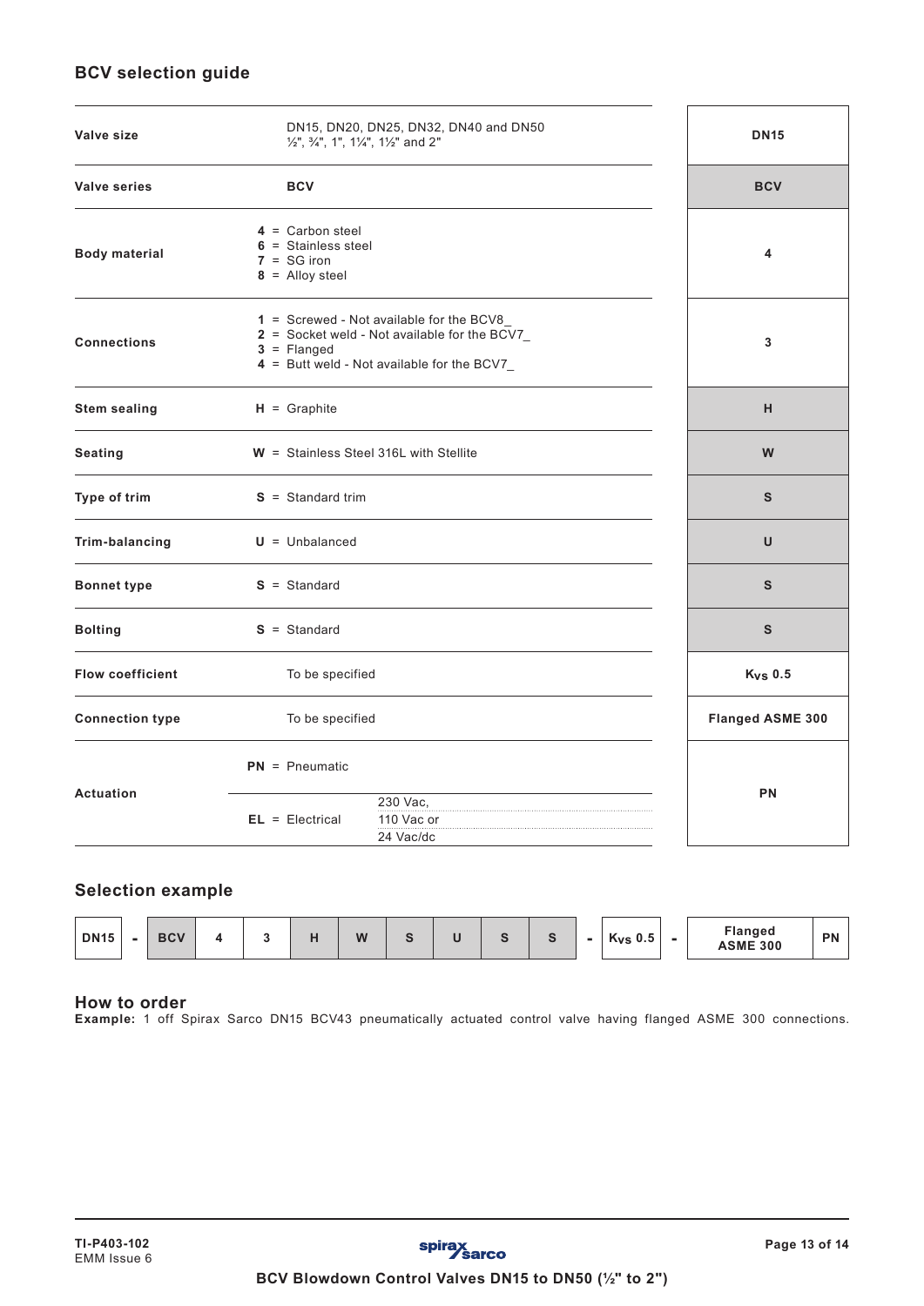## BCV selection guide

| | | |
|---|---|---|
| **Valve size** | DN15, DN20, DN25, DN32, DN40 and DN50<br>½", ¾", 1", 1¼", 1½" and 2" | **DN15** |
| **Valve series** | **BCV** | **BCV** |
| **Body material** | **4** = Carbon steel<br>**6** = Stainless steel<br>**7** = SG iron<br>**8** = Alloy steel | **4** |
| **Connections** | **1** = Screwed - Not available for the BCV8_<br>**2** = Socket weld - Not available for the BCV7_<br>**3** = Flanged<br>**4** = Butt weld - Not available for the BCV7_ | **3** |
| **Stem sealing** | **H** = Graphite | **H** |
| **Seating** | **W** = Stainless Steel 316L with Stellite | **W** |
| **Type of trim** | **S** = Standard trim | **S** |
| **Trim-balancing** | **U** = Unbalanced | **U** |
| **Bonnet type** | **S** = Standard | **S** |
| **Bolting** | **S** = Standard | **S** |
| **Flow coefficient** | To be specified | **$K_{VS}$ 0.5** |
| **Connection type** | To be specified | **Flanged ASME 300** |
| **Actuation** | **PN** = Pneumatic<br>**EL** = Electrical: 230 Vac, 110 Vac or 24 Vac/dc | **PN** |

## Selection example

| | | | | | | | | | | | | | | | |
|---|---|---|---|---|---|---|---|---|---|---|---|---|---|---|---|
| **DN15** | - | **BCV** | **4** | **3** | **H** | **W** | **S** | **U** | **S** | **S** | - | **$K_{VS}$ 0.5** | - | **Flanged ASME 300** | **PN** |

## How to order

**Example:** 1 off Spirax Sarco DN15 BCV43 pneumatically actuated control valve having flanged ASME 300 connections.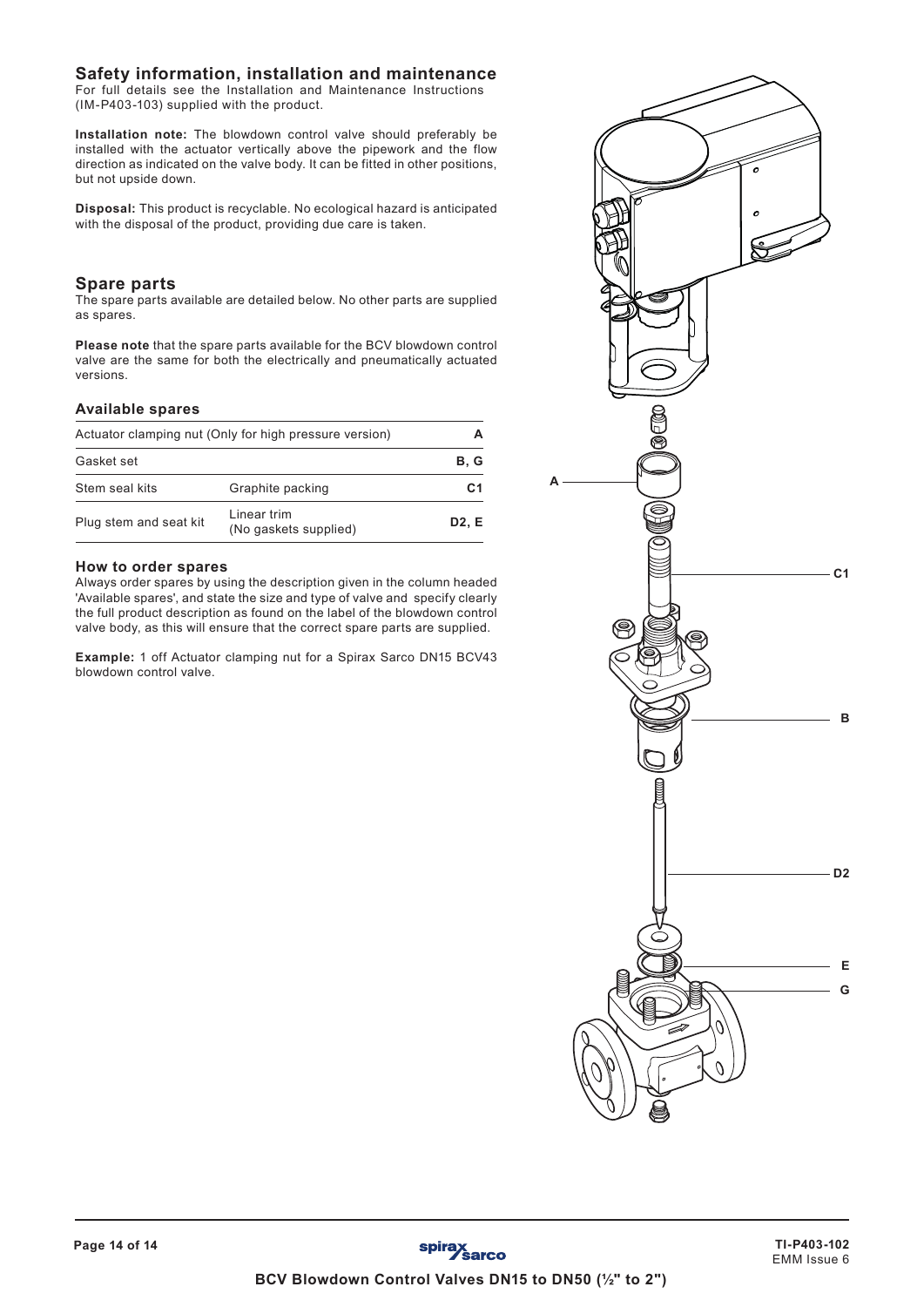## Safety information, installation and maintenance

For full details see the Installation and Maintenance Instructions (IM-P403-103) supplied with the product.

**Installation note:** The blowdown control valve should preferably be installed with the actuator vertically above the pipework and the flow direction as indicated on the valve body. It can be fitted in other positions, but not upside down.

**Disposal:** This product is recyclable. No ecological hazard is anticipated with the disposal of the product, providing due care is taken.

## Spare parts

The spare parts available are detailed below. No other parts are supplied as spares.

**Please note** that the spare parts available for the BCV blowdown control valve are the same for both the electrically and pneumatically actuated versions.

### Available spares

| | | |
|---|---|---|
| Actuator clamping nut (Only for high pressure version) | | **A** |
| Gasket set | | **B, G** |
| Stem seal kits | Graphite packing | **C1** |
| Plug stem and seat kit | Linear trim (No gaskets supplied) | **D2, E** |

### How to order spares

Always order spares by using the description given in the column headed 'Available spares', and state the size and type of valve and specify clearly the full product description as found on the label of the blowdown control valve body, as this will ensure that the correct spare parts are supplied.

**Example:** 1 off Actuator clamping nut for a Spirax Sarco DN15 BCV43 blowdown control valve.

A

C1

B

D2

E

G